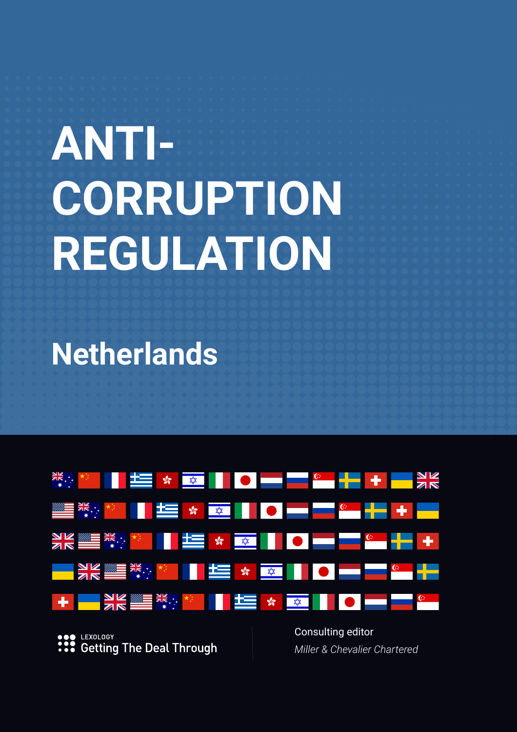# ANTI-CORRUPTION REGULATION

## Netherlands

LEXOLOGY

Getting The Deal Through

Consulting editor

*Miller & Chevalier Chartered*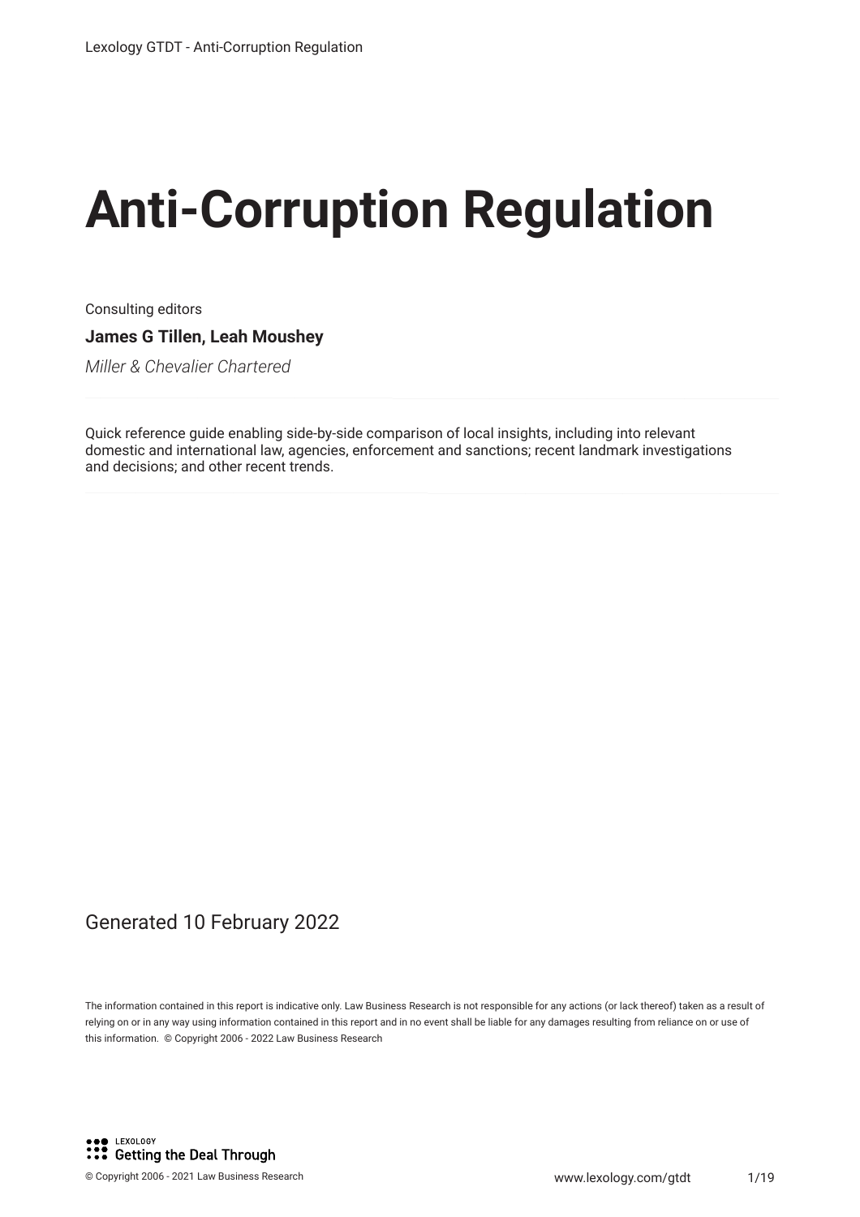# Anti-Corruption Regulation

Consulting editors

**James G Tillen, Leah Moushey**

*Miller & Chevalier Chartered*

Quick reference guide enabling side-by-side comparison of local insights, including into relevant domestic and international law, agencies, enforcement and sanctions; recent landmark investigations and decisions; and other recent trends.

Generated 10 February 2022

The information contained in this report is indicative only. Law Business Research is not responsible for any actions (or lack thereof) taken as a result of relying on or in any way using information contained in this report and in no event shall be liable for any damages resulting from reliance on or use of this information. © Copyright 2006 - 2022 Law Business Research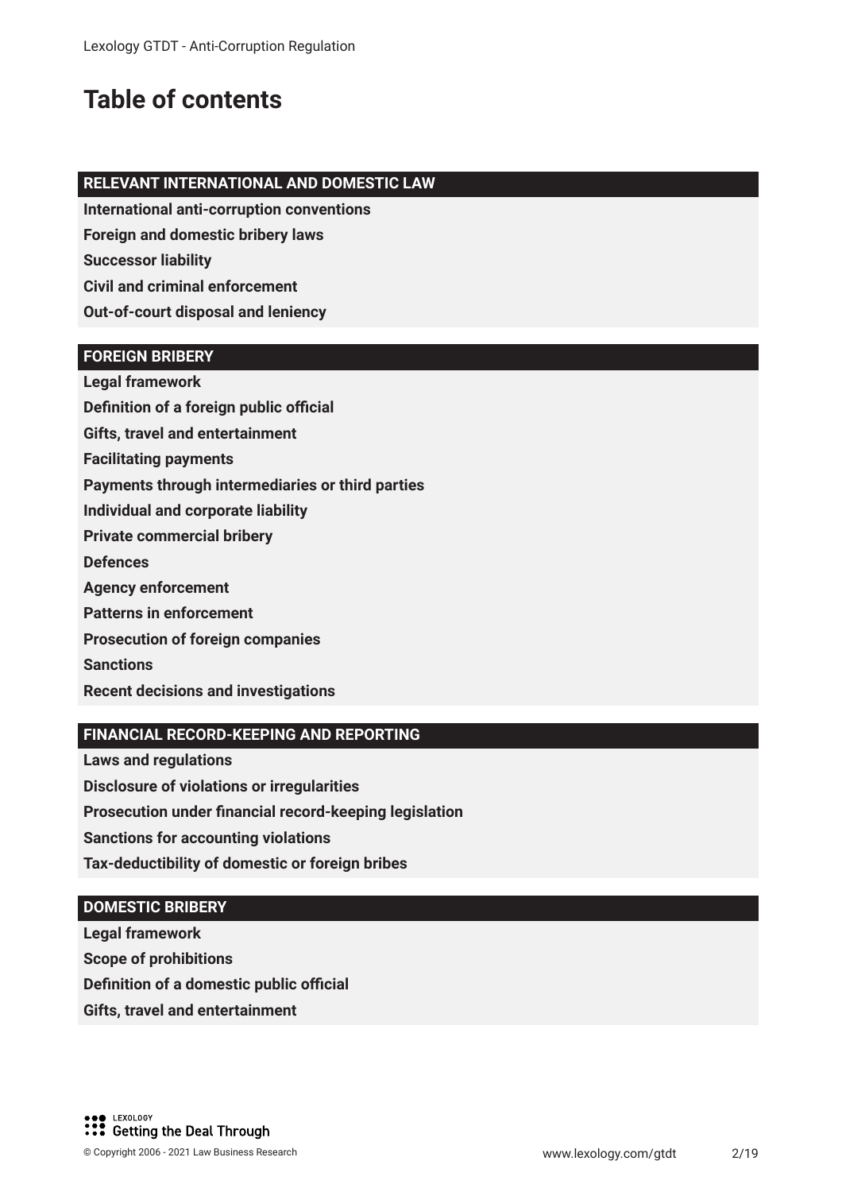# Table of contents

**RELEVANT INTERNATIONAL AND DOMESTIC LAW**

**International anti-corruption conventions**

**Foreign and domestic bribery laws**

**Successor liability**

**Civil and criminal enforcement**

**Out-of-court disposal and leniency**

**FOREIGN BRIBERY**

**Legal framework**

**Definition of a foreign public official**

**Gifts, travel and entertainment**

**Facilitating payments**

**Payments through intermediaries or third parties**

**Individual and corporate liability**

**Private commercial bribery**

**Defences**

**Agency enforcement**

**Patterns in enforcement**

**Prosecution of foreign companies**

**Sanctions**

**Recent decisions and investigations**

**FINANCIAL RECORD-KEEPING AND REPORTING**

**Laws and regulations**

**Disclosure of violations or irregularities**

**Prosecution under financial record-keeping legislation**

**Sanctions for accounting violations**

**Tax-deductibility of domestic or foreign bribes**

**DOMESTIC BRIBERY**

**Legal framework**

**Scope of prohibitions**

**Definition of a domestic public official**

**Gifts, travel and entertainment**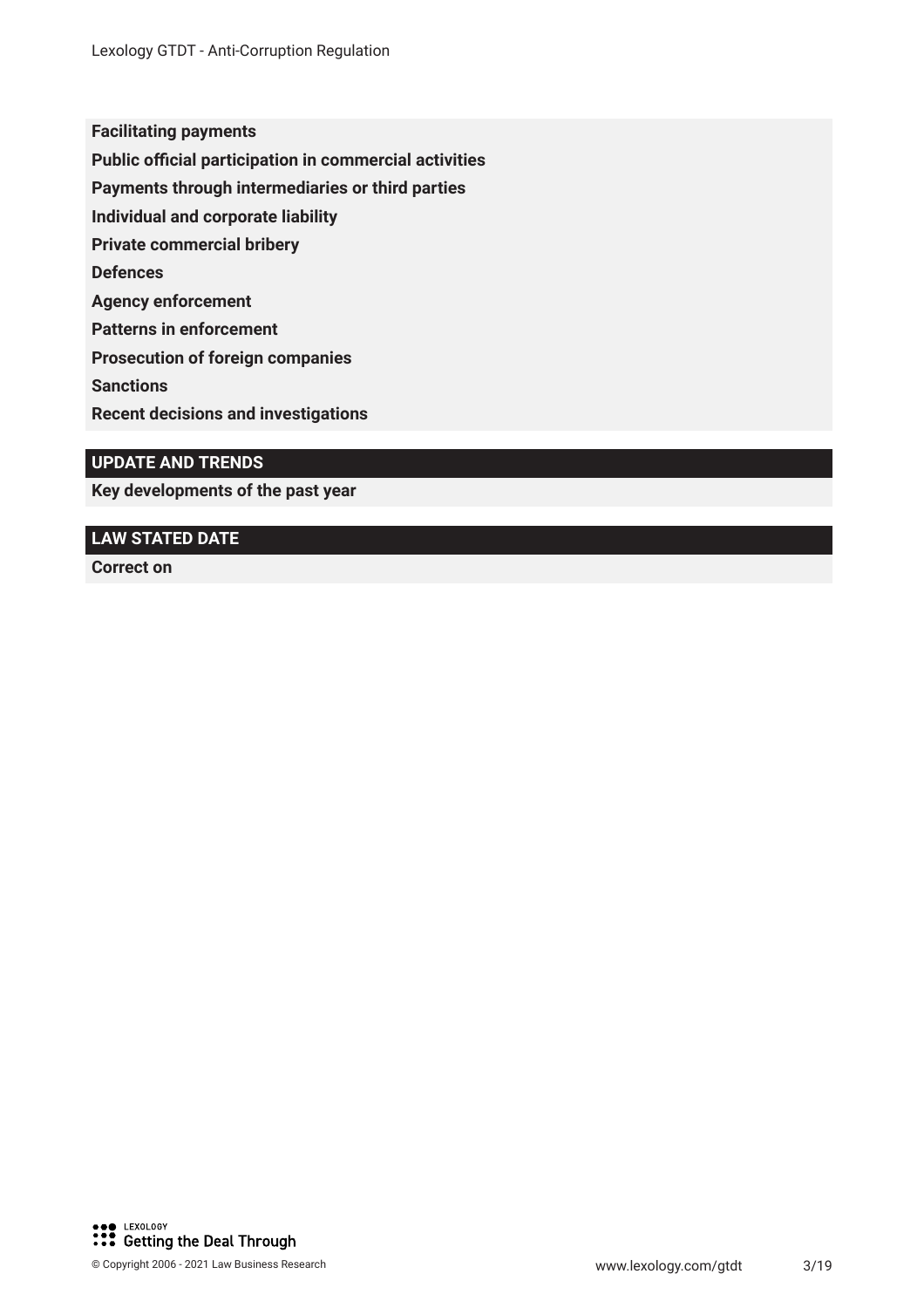**Facilitating payments**

**Public official participation in commercial activities**

**Payments through intermediaries or third parties**

**Individual and corporate liability**

**Private commercial bribery**

**Defences**

**Agency enforcement**

**Patterns in enforcement**

**Prosecution of foreign companies**

**Sanctions**

**Recent decisions and investigations**

## UPDATE AND TRENDS

**Key developments of the past year**

## LAW STATED DATE

**Correct on**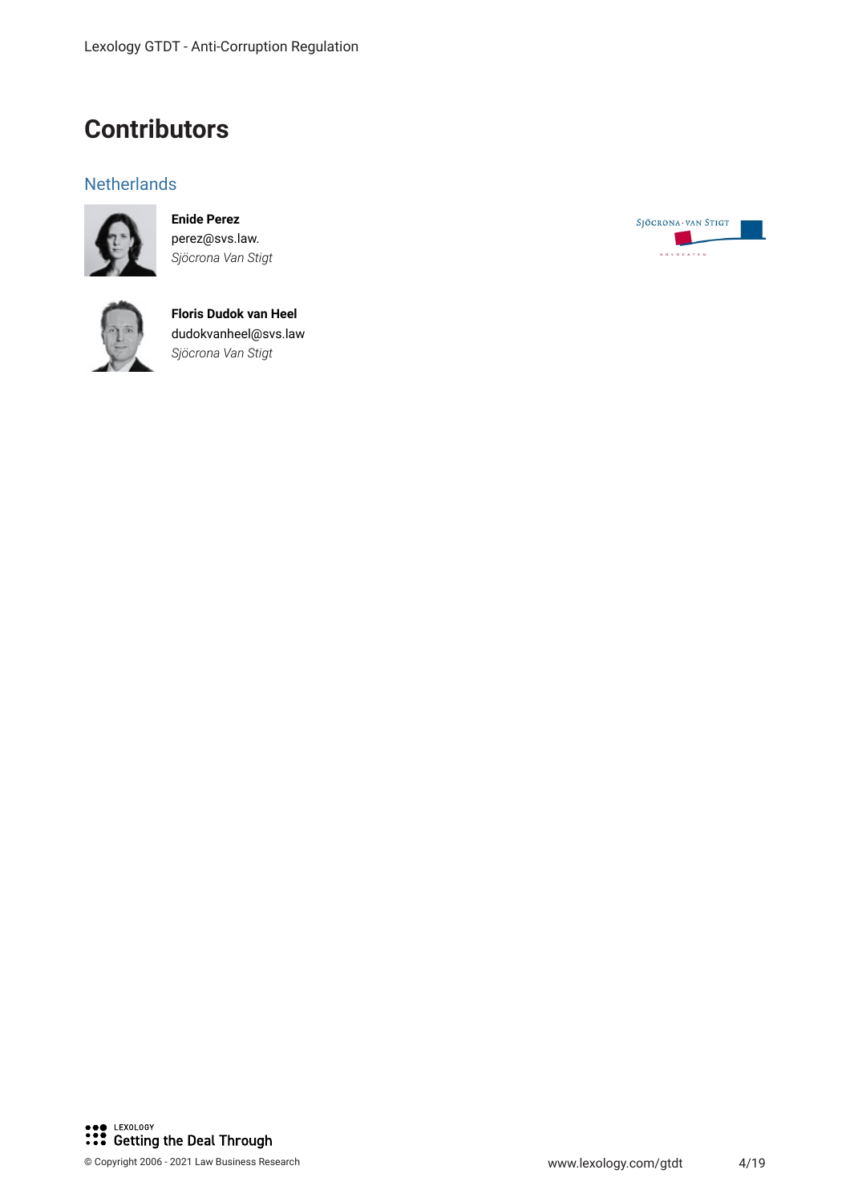# Contributors

## Netherlands

**Enide Perez**
perez@svs.law.
*Sjöcrona Van Stigt*

**Floris Dudok van Heel**
dudokvanheel@svs.law
*Sjöcrona Van Stigt*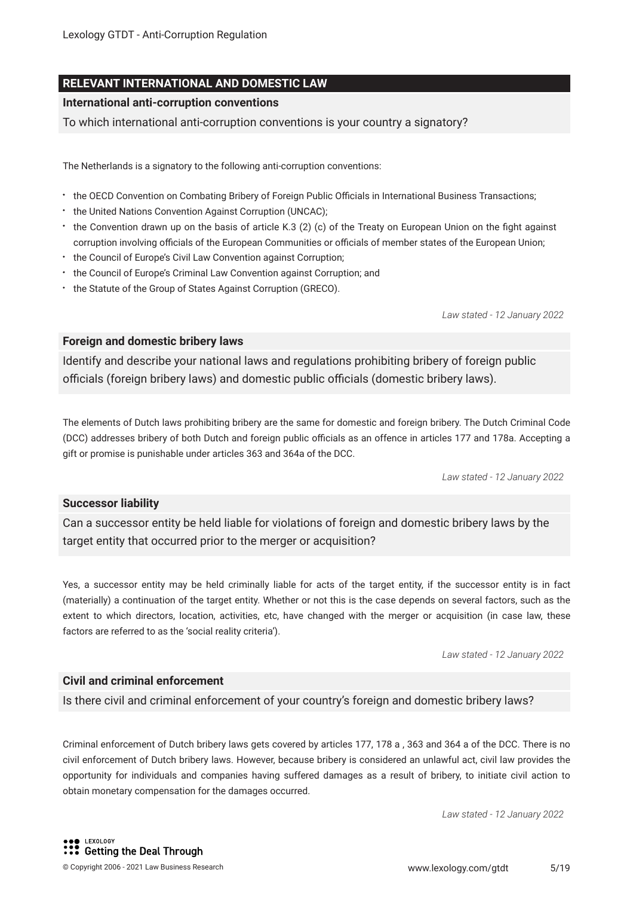## RELEVANT INTERNATIONAL AND DOMESTIC LAW

### International anti-corruption conventions

To which international anti-corruption conventions is your country a signatory?

The Netherlands is a signatory to the following anti-corruption conventions:

- the OECD Convention on Combating Bribery of Foreign Public Officials in International Business Transactions;
- the United Nations Convention Against Corruption (UNCAC);
- the Convention drawn up on the basis of article K.3 (2) (c) of the Treaty on European Union on the fight against corruption involving officials of the European Communities or officials of member states of the European Union;
- the Council of Europe's Civil Law Convention against Corruption;
- the Council of Europe's Criminal Law Convention against Corruption; and
- the Statute of the Group of States Against Corruption (GRECO).

*Law stated - 12 January 2022*

### Foreign and domestic bribery laws

Identify and describe your national laws and regulations prohibiting bribery of foreign public officials (foreign bribery laws) and domestic public officials (domestic bribery laws).

The elements of Dutch laws prohibiting bribery are the same for domestic and foreign bribery. The Dutch Criminal Code (DCC) addresses bribery of both Dutch and foreign public officials as an offence in articles 177 and 178a. Accepting a gift or promise is punishable under articles 363 and 364a of the DCC.

*Law stated - 12 January 2022*

### Successor liability

Can a successor entity be held liable for violations of foreign and domestic bribery laws by the target entity that occurred prior to the merger or acquisition?

Yes, a successor entity may be held criminally liable for acts of the target entity, if the successor entity is in fact (materially) a continuation of the target entity. Whether or not this is the case depends on several factors, such as the extent to which directors, location, activities, etc, have changed with the merger or acquisition (in case law, these factors are referred to as the 'social reality criteria').

*Law stated - 12 January 2022*

### Civil and criminal enforcement

Is there civil and criminal enforcement of your country's foreign and domestic bribery laws?

Criminal enforcement of Dutch bribery laws gets covered by articles 177, 178 a , 363 and 364 a of the DCC. There is no civil enforcement of Dutch bribery laws. However, because bribery is considered an unlawful act, civil law provides the opportunity for individuals and companies having suffered damages as a result of bribery, to initiate civil action to obtain monetary compensation for the damages occurred.

*Law stated - 12 January 2022*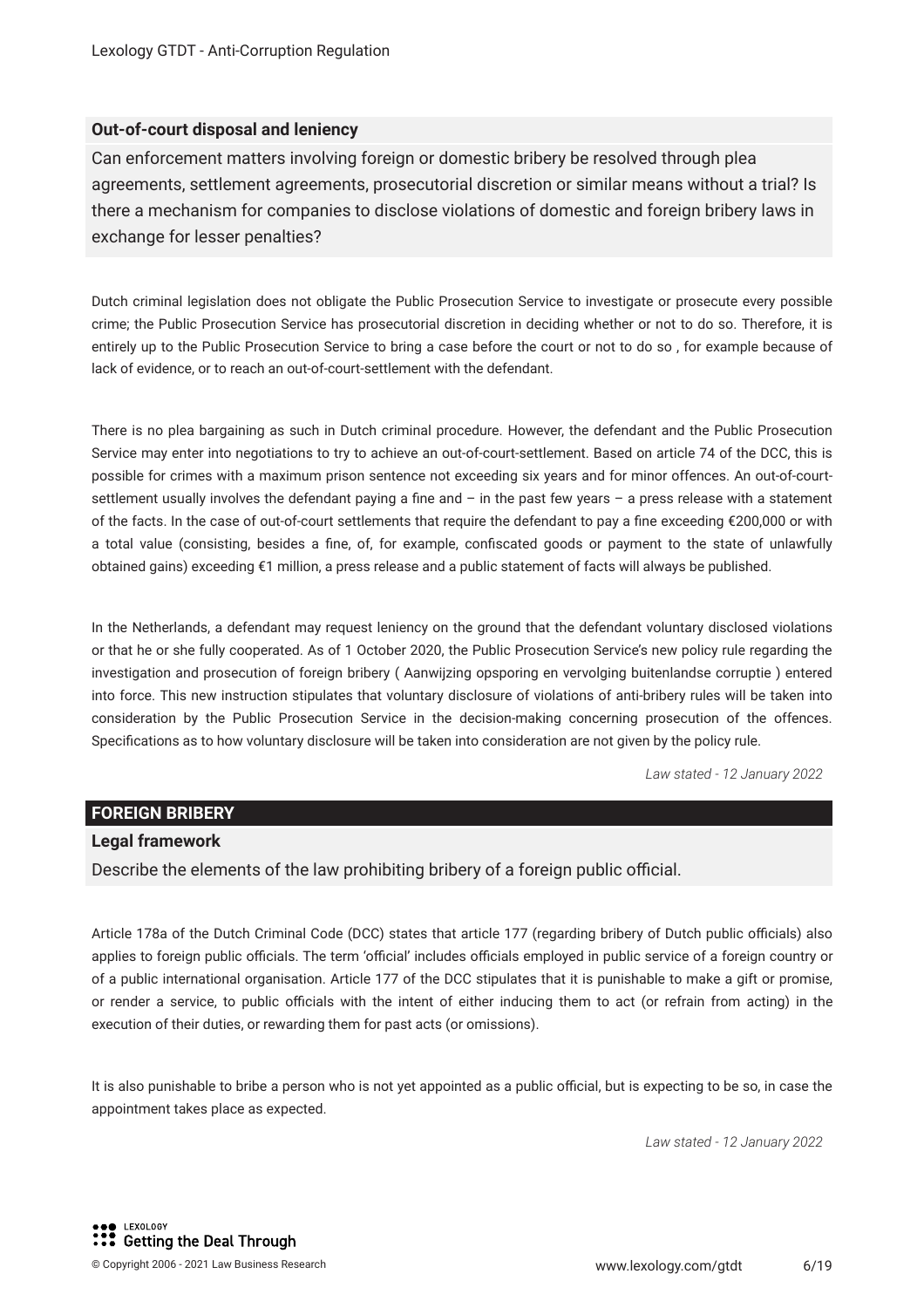### Out-of-court disposal and leniency

Can enforcement matters involving foreign or domestic bribery be resolved through plea agreements, settlement agreements, prosecutorial discretion or similar means without a trial? Is there a mechanism for companies to disclose violations of domestic and foreign bribery laws in exchange for lesser penalties?

Dutch criminal legislation does not obligate the Public Prosecution Service to investigate or prosecute every possible crime; the Public Prosecution Service has prosecutorial discretion in deciding whether or not to do so. Therefore, it is entirely up to the Public Prosecution Service to bring a case before the court or not to do so , for example because of lack of evidence, or to reach an out-of-court-settlement with the defendant.

There is no plea bargaining as such in Dutch criminal procedure. However, the defendant and the Public Prosecution Service may enter into negotiations to try to achieve an out-of-court-settlement. Based on article 74 of the DCC, this is possible for crimes with a maximum prison sentence not exceeding six years and for minor offences. An out-of-court-settlement usually involves the defendant paying a fine and – in the past few years – a press release with a statement of the facts. In the case of out-of-court settlements that require the defendant to pay a fine exceeding €200,000 or with a total value (consisting, besides a fine, of, for example, confiscated goods or payment to the state of unlawfully obtained gains) exceeding €1 million, a press release and a public statement of facts will always be published.

In the Netherlands, a defendant may request leniency on the ground that the defendant voluntary disclosed violations or that he or she fully cooperated. As of 1 October 2020, the Public Prosecution Service's new policy rule regarding the investigation and prosecution of foreign bribery ( Aanwijzing opsporing en vervolging buitenlandse corruptie ) entered into force. This new instruction stipulates that voluntary disclosure of violations of anti-bribery rules will be taken into consideration by the Public Prosecution Service in the decision-making concerning prosecution of the offences. Specifications as to how voluntary disclosure will be taken into consideration are not given by the policy rule.

*Law stated - 12 January 2022*

## FOREIGN BRIBERY

### Legal framework

Describe the elements of the law prohibiting bribery of a foreign public official.

Article 178a of the Dutch Criminal Code (DCC) states that article 177 (regarding bribery of Dutch public officials) also applies to foreign public officials. The term 'official' includes officials employed in public service of a foreign country or of a public international organisation. Article 177 of the DCC stipulates that it is punishable to make a gift or promise, or render a service, to public officials with the intent of either inducing them to act (or refrain from acting) in the execution of their duties, or rewarding them for past acts (or omissions).

It is also punishable to bribe a person who is not yet appointed as a public official, but is expecting to be so, in case the appointment takes place as expected.

*Law stated - 12 January 2022*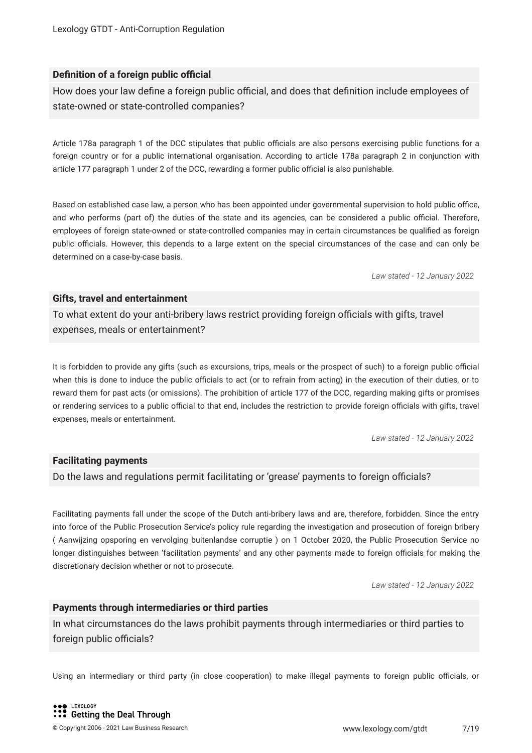### Definition of a foreign public official

How does your law define a foreign public official, and does that definition include employees of state-owned or state-controlled companies?

Article 178a paragraph 1 of the DCC stipulates that public officials are also persons exercising public functions for a foreign country or for a public international organisation. According to article 178a paragraph 2 in conjunction with article 177 paragraph 1 under 2 of the DCC, rewarding a former public official is also punishable.

Based on established case law, a person who has been appointed under governmental supervision to hold public office, and who performs (part of) the duties of the state and its agencies, can be considered a public official. Therefore, employees of foreign state-owned or state-controlled companies may in certain circumstances be qualified as foreign public officials. However, this depends to a large extent on the special circumstances of the case and can only be determined on a case-by-case basis.

*Law stated - 12 January 2022*

### Gifts, travel and entertainment

To what extent do your anti-bribery laws restrict providing foreign officials with gifts, travel expenses, meals or entertainment?

It is forbidden to provide any gifts (such as excursions, trips, meals or the prospect of such) to a foreign public official when this is done to induce the public officials to act (or to refrain from acting) in the execution of their duties, or to reward them for past acts (or omissions). The prohibition of article 177 of the DCC, regarding making gifts or promises or rendering services to a public official to that end, includes the restriction to provide foreign officials with gifts, travel expenses, meals or entertainment.

*Law stated - 12 January 2022*

### Facilitating payments

Do the laws and regulations permit facilitating or 'grease' payments to foreign officials?

Facilitating payments fall under the scope of the Dutch anti-bribery laws and are, therefore, forbidden. Since the entry into force of the Public Prosecution Service's policy rule regarding the investigation and prosecution of foreign bribery ( Aanwijzing opsporing en vervolging buitenlandse corruptie ) on 1 October 2020, the Public Prosecution Service no longer distinguishes between 'facilitation payments' and any other payments made to foreign officials for making the discretionary decision whether or not to prosecute.

*Law stated - 12 January 2022*

### Payments through intermediaries or third parties

In what circumstances do the laws prohibit payments through intermediaries or third parties to foreign public officials?

Using an intermediary or third party (in close cooperation) to make illegal payments to foreign public officials, or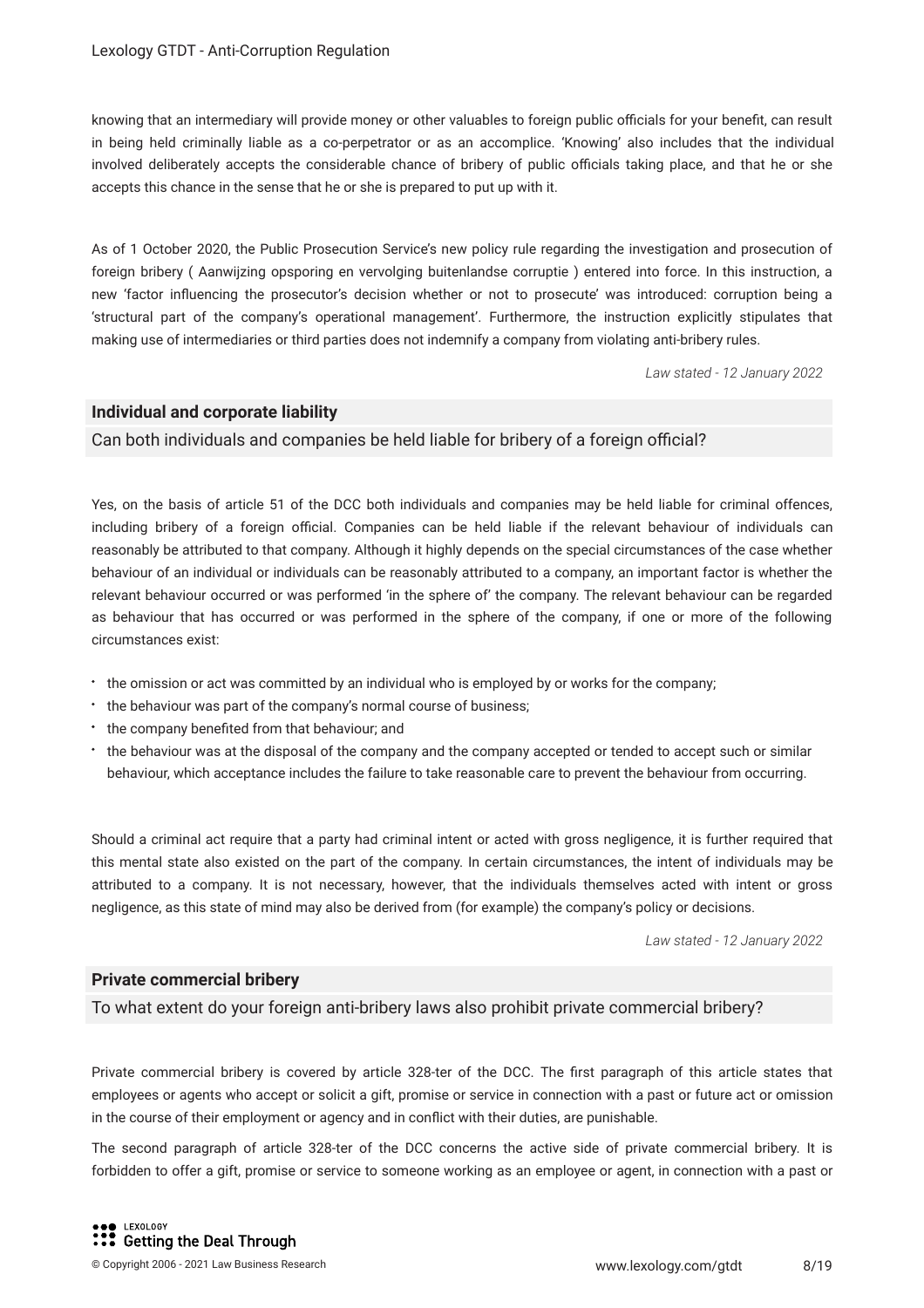knowing that an intermediary will provide money or other valuables to foreign public officials for your benefit, can result in being held criminally liable as a co-perpetrator or as an accomplice. 'Knowing' also includes that the individual involved deliberately accepts the considerable chance of bribery of public officials taking place, and that he or she accepts this chance in the sense that he or she is prepared to put up with it.

As of 1 October 2020, the Public Prosecution Service's new policy rule regarding the investigation and prosecution of foreign bribery ( Aanwijzing opsporing en vervolging buitenlandse corruptie ) entered into force. In this instruction, a new 'factor influencing the prosecutor's decision whether or not to prosecute' was introduced: corruption being a 'structural part of the company's operational management'. Furthermore, the instruction explicitly stipulates that making use of intermediaries or third parties does not indemnify a company from violating anti-bribery rules.

*Law stated - 12 January 2022*

### Individual and corporate liability

Can both individuals and companies be held liable for bribery of a foreign official?

Yes, on the basis of article 51 of the DCC both individuals and companies may be held liable for criminal offences, including bribery of a foreign official. Companies can be held liable if the relevant behaviour of individuals can reasonably be attributed to that company. Although it highly depends on the special circumstances of the case whether behaviour of an individual or individuals can be reasonably attributed to a company, an important factor is whether the relevant behaviour occurred or was performed 'in the sphere of' the company. The relevant behaviour can be regarded as behaviour that has occurred or was performed in the sphere of the company, if one or more of the following circumstances exist:

- the omission or act was committed by an individual who is employed by or works for the company;
- the behaviour was part of the company's normal course of business;
- the company benefited from that behaviour; and
- the behaviour was at the disposal of the company and the company accepted or tended to accept such or similar behaviour, which acceptance includes the failure to take reasonable care to prevent the behaviour from occurring.

Should a criminal act require that a party had criminal intent or acted with gross negligence, it is further required that this mental state also existed on the part of the company. In certain circumstances, the intent of individuals may be attributed to a company. It is not necessary, however, that the individuals themselves acted with intent or gross negligence, as this state of mind may also be derived from (for example) the company's policy or decisions.

*Law stated - 12 January 2022*

### Private commercial bribery

To what extent do your foreign anti-bribery laws also prohibit private commercial bribery?

Private commercial bribery is covered by article 328-ter of the DCC. The first paragraph of this article states that employees or agents who accept or solicit a gift, promise or service in connection with a past or future act or omission in the course of their employment or agency and in conflict with their duties, are punishable.

The second paragraph of article 328-ter of the DCC concerns the active side of private commercial bribery. It is forbidden to offer a gift, promise or service to someone working as an employee or agent, in connection with a past or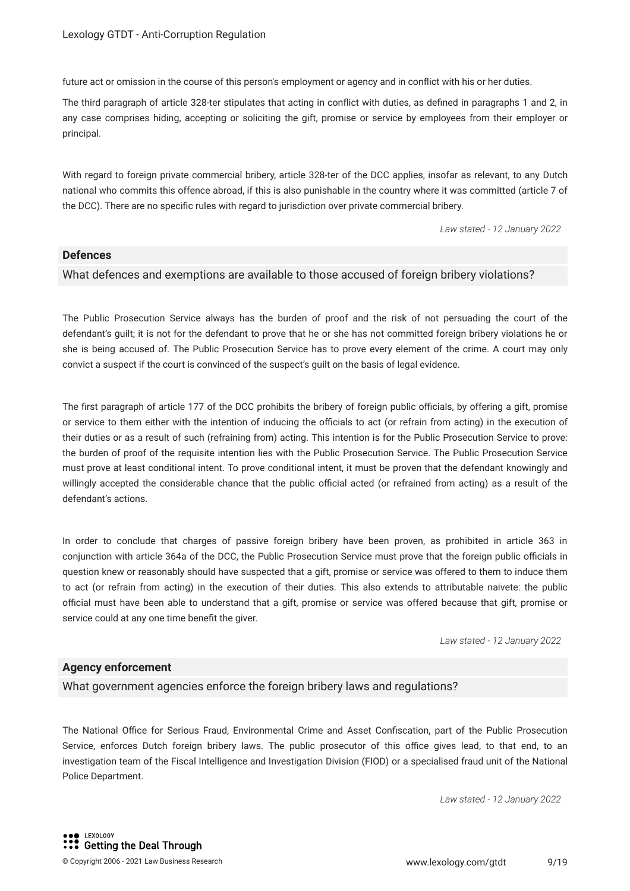future act or omission in the course of this person's employment or agency and in conflict with his or her duties.

The third paragraph of article 328-ter stipulates that acting in conflict with duties, as defined in paragraphs 1 and 2, in any case comprises hiding, accepting or soliciting the gift, promise or service by employees from their employer or principal.

With regard to foreign private commercial bribery, article 328-ter of the DCC applies, insofar as relevant, to any Dutch national who commits this offence abroad, if this is also punishable in the country where it was committed (article 7 of the DCC). There are no specific rules with regard to jurisdiction over private commercial bribery.

*Law stated - 12 January 2022*

**Defences**

What defences and exemptions are available to those accused of foreign bribery violations?

The Public Prosecution Service always has the burden of proof and the risk of not persuading the court of the defendant's guilt; it is not for the defendant to prove that he or she has not committed foreign bribery violations he or she is being accused of. The Public Prosecution Service has to prove every element of the crime. A court may only convict a suspect if the court is convinced of the suspect's guilt on the basis of legal evidence.

The first paragraph of article 177 of the DCC prohibits the bribery of foreign public officials, by offering a gift, promise or service to them either with the intention of inducing the officials to act (or refrain from acting) in the execution of their duties or as a result of such (refraining from) acting. This intention is for the Public Prosecution Service to prove: the burden of proof of the requisite intention lies with the Public Prosecution Service. The Public Prosecution Service must prove at least conditional intent. To prove conditional intent, it must be proven that the defendant knowingly and willingly accepted the considerable chance that the public official acted (or refrained from acting) as a result of the defendant's actions.

In order to conclude that charges of passive foreign bribery have been proven, as prohibited in article 363 in conjunction with article 364a of the DCC, the Public Prosecution Service must prove that the foreign public officials in question knew or reasonably should have suspected that a gift, promise or service was offered to them to induce them to act (or refrain from acting) in the execution of their duties. This also extends to attributable naivete: the public official must have been able to understand that a gift, promise or service was offered because that gift, promise or service could at any one time benefit the giver.

*Law stated - 12 January 2022*

**Agency enforcement**

What government agencies enforce the foreign bribery laws and regulations?

The National Office for Serious Fraud, Environmental Crime and Asset Confiscation, part of the Public Prosecution Service, enforces Dutch foreign bribery laws. The public prosecutor of this office gives lead, to that end, to an investigation team of the Fiscal Intelligence and Investigation Division (FIOD) or a specialised fraud unit of the National Police Department.

*Law stated - 12 January 2022*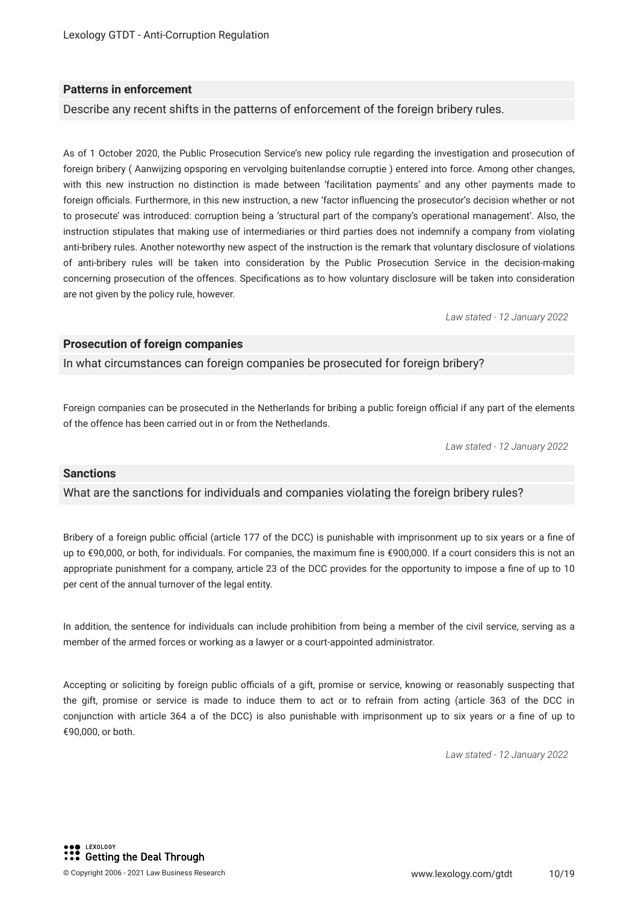### Patterns in enforcement

Describe any recent shifts in the patterns of enforcement of the foreign bribery rules.

As of 1 October 2020, the Public Prosecution Service's new policy rule regarding the investigation and prosecution of foreign bribery ( Aanwijzing opsporing en vervolging buitenlandse corruptie ) entered into force. Among other changes, with this new instruction no distinction is made between 'facilitation payments' and any other payments made to foreign officials. Furthermore, in this new instruction, a new 'factor influencing the prosecutor's decision whether or not to prosecute' was introduced: corruption being a 'structural part of the company's operational management'. Also, the instruction stipulates that making use of intermediaries or third parties does not indemnify a company from violating anti-bribery rules. Another noteworthy new aspect of the instruction is the remark that voluntary disclosure of violations of anti-bribery rules will be taken into consideration by the Public Prosecution Service in the decision-making concerning prosecution of the offences. Specifications as to how voluntary disclosure will be taken into consideration are not given by the policy rule, however.

*Law stated - 12 January 2022*

### Prosecution of foreign companies

In what circumstances can foreign companies be prosecuted for foreign bribery?

Foreign companies can be prosecuted in the Netherlands for bribing a public foreign official if any part of the elements of the offence has been carried out in or from the Netherlands.

*Law stated - 12 January 2022*

### Sanctions

What are the sanctions for individuals and companies violating the foreign bribery rules?

Bribery of a foreign public official (article 177 of the DCC) is punishable with imprisonment up to six years or a fine of up to €90,000, or both, for individuals. For companies, the maximum fine is €900,000. If a court considers this is not an appropriate punishment for a company, article 23 of the DCC provides for the opportunity to impose a fine of up to 10 per cent of the annual turnover of the legal entity.

In addition, the sentence for individuals can include prohibition from being a member of the civil service, serving as a member of the armed forces or working as a lawyer or a court-appointed administrator.

Accepting or soliciting by foreign public officials of a gift, promise or service, knowing or reasonably suspecting that the gift, promise or service is made to induce them to act or to refrain from acting (article 363 of the DCC in conjunction with article 364 a of the DCC) is also punishable with imprisonment up to six years or a fine of up to €90,000, or both.

*Law stated - 12 January 2022*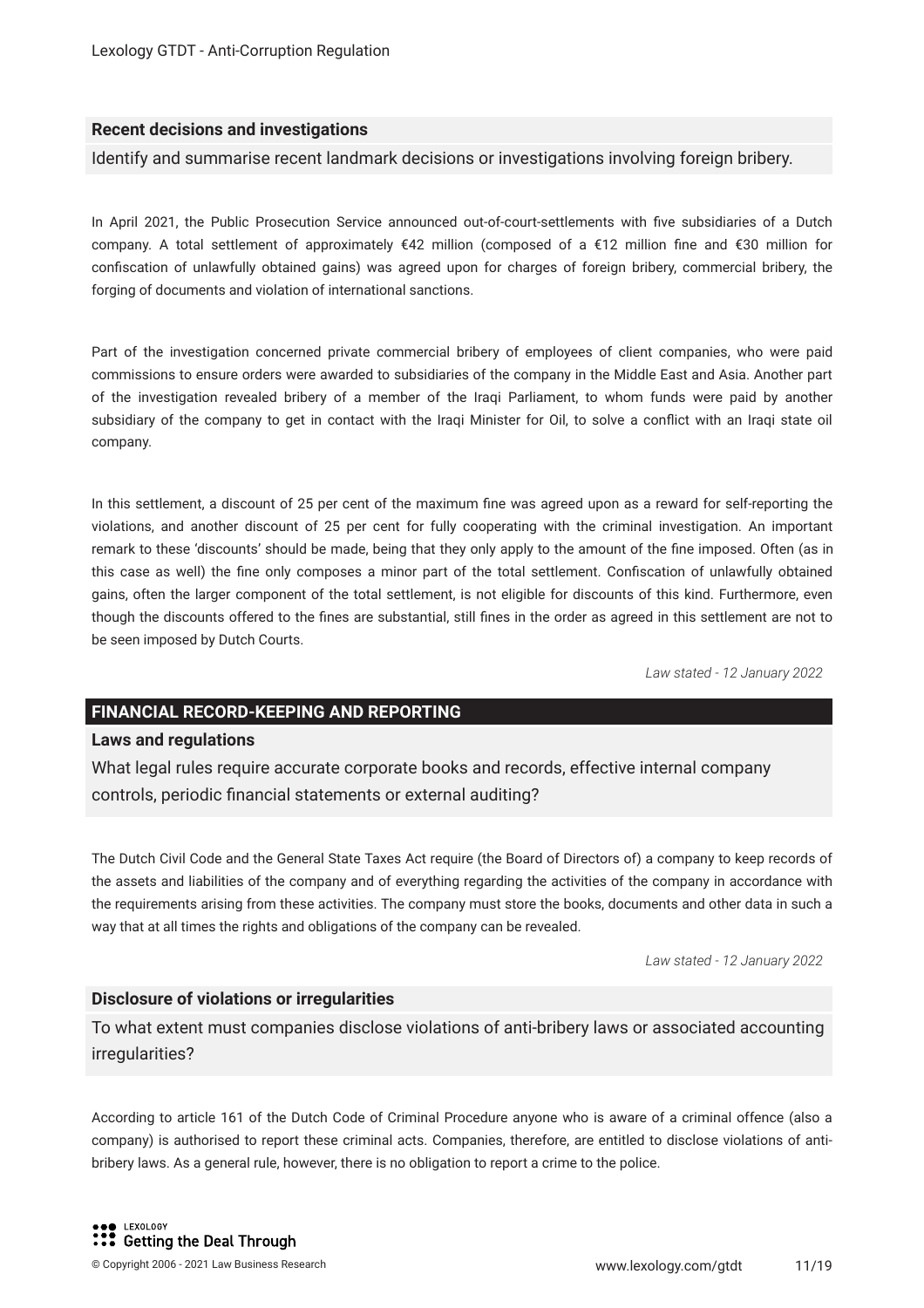### Recent decisions and investigations

Identify and summarise recent landmark decisions or investigations involving foreign bribery.

In April 2021, the Public Prosecution Service announced out-of-court-settlements with five subsidiaries of a Dutch company. A total settlement of approximately €42 million (composed of a €12 million fine and €30 million for confiscation of unlawfully obtained gains) was agreed upon for charges of foreign bribery, commercial bribery, the forging of documents and violation of international sanctions.

Part of the investigation concerned private commercial bribery of employees of client companies, who were paid commissions to ensure orders were awarded to subsidiaries of the company in the Middle East and Asia. Another part of the investigation revealed bribery of a member of the Iraqi Parliament, to whom funds were paid by another subsidiary of the company to get in contact with the Iraqi Minister for Oil, to solve a conflict with an Iraqi state oil company.

In this settlement, a discount of 25 per cent of the maximum fine was agreed upon as a reward for self-reporting the violations, and another discount of 25 per cent for fully cooperating with the criminal investigation. An important remark to these 'discounts' should be made, being that they only apply to the amount of the fine imposed. Often (as in this case as well) the fine only composes a minor part of the total settlement. Confiscation of unlawfully obtained gains, often the larger component of the total settlement, is not eligible for discounts of this kind. Furthermore, even though the discounts offered to the fines are substantial, still fines in the order as agreed in this settlement are not to be seen imposed by Dutch Courts.

*Law stated - 12 January 2022*

## FINANCIAL RECORD-KEEPING AND REPORTING

### Laws and regulations

What legal rules require accurate corporate books and records, effective internal company controls, periodic financial statements or external auditing?

The Dutch Civil Code and the General State Taxes Act require (the Board of Directors of) a company to keep records of the assets and liabilities of the company and of everything regarding the activities of the company in accordance with the requirements arising from these activities. The company must store the books, documents and other data in such a way that at all times the rights and obligations of the company can be revealed.

*Law stated - 12 January 2022*

### Disclosure of violations or irregularities

To what extent must companies disclose violations of anti-bribery laws or associated accounting irregularities?

According to article 161 of the Dutch Code of Criminal Procedure anyone who is aware of a criminal offence (also a company) is authorised to report these criminal acts. Companies, therefore, are entitled to disclose violations of anti-bribery laws. As a general rule, however, there is no obligation to report a crime to the police.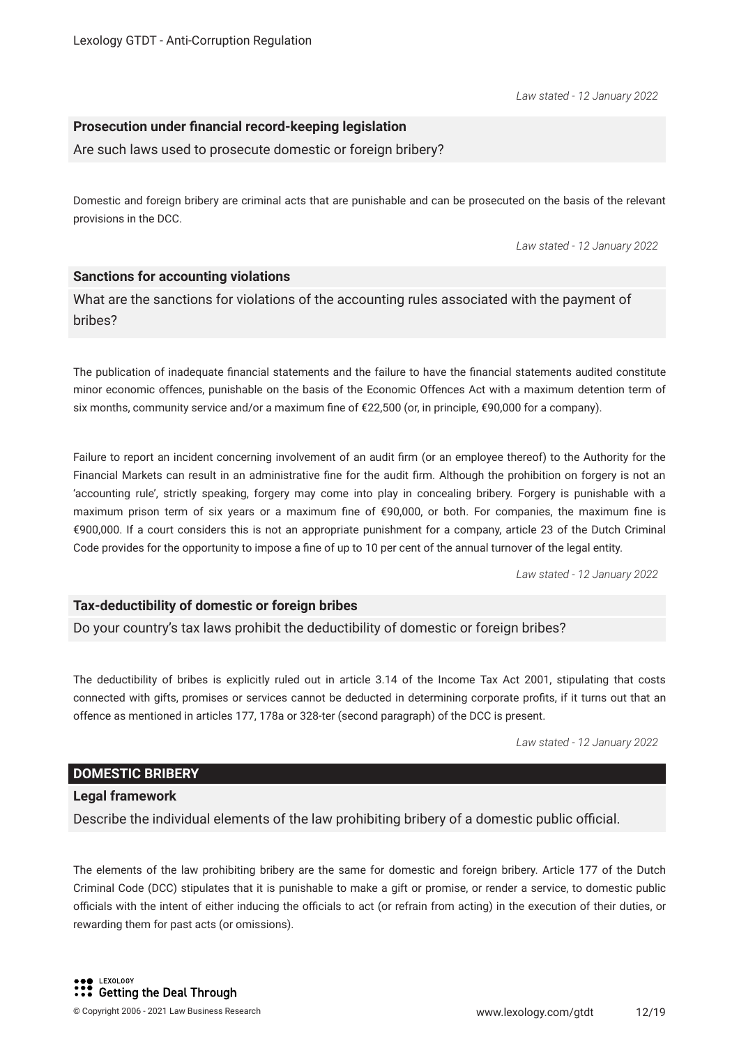*Law stated - 12 January 2022*

**Prosecution under financial record-keeping legislation**

Are such laws used to prosecute domestic or foreign bribery?

Domestic and foreign bribery are criminal acts that are punishable and can be prosecuted on the basis of the relevant provisions in the DCC.

*Law stated - 12 January 2022*

**Sanctions for accounting violations**

What are the sanctions for violations of the accounting rules associated with the payment of bribes?

The publication of inadequate financial statements and the failure to have the financial statements audited constitute minor economic offences, punishable on the basis of the Economic Offences Act with a maximum detention term of six months, community service and/or a maximum fine of €22,500 (or, in principle, €90,000 for a company).

Failure to report an incident concerning involvement of an audit firm (or an employee thereof) to the Authority for the Financial Markets can result in an administrative fine for the audit firm. Although the prohibition on forgery is not an 'accounting rule', strictly speaking, forgery may come into play in concealing bribery. Forgery is punishable with a maximum prison term of six years or a maximum fine of €90,000, or both. For companies, the maximum fine is €900,000. If a court considers this is not an appropriate punishment for a company, article 23 of the Dutch Criminal Code provides for the opportunity to impose a fine of up to 10 per cent of the annual turnover of the legal entity.

*Law stated - 12 January 2022*

**Tax-deductibility of domestic or foreign bribes**

Do your country's tax laws prohibit the deductibility of domestic or foreign bribes?

The deductibility of bribes is explicitly ruled out in article 3.14 of the Income Tax Act 2001, stipulating that costs connected with gifts, promises or services cannot be deducted in determining corporate profits, if it turns out that an offence as mentioned in articles 177, 178a or 328-ter (second paragraph) of the DCC is present.

*Law stated - 12 January 2022*

## DOMESTIC BRIBERY

**Legal framework**

Describe the individual elements of the law prohibiting bribery of a domestic public official.

The elements of the law prohibiting bribery are the same for domestic and foreign bribery. Article 177 of the Dutch Criminal Code (DCC) stipulates that it is punishable to make a gift or promise, or render a service, to domestic public officials with the intent of either inducing the officials to act (or refrain from acting) in the execution of their duties, or rewarding them for past acts (or omissions).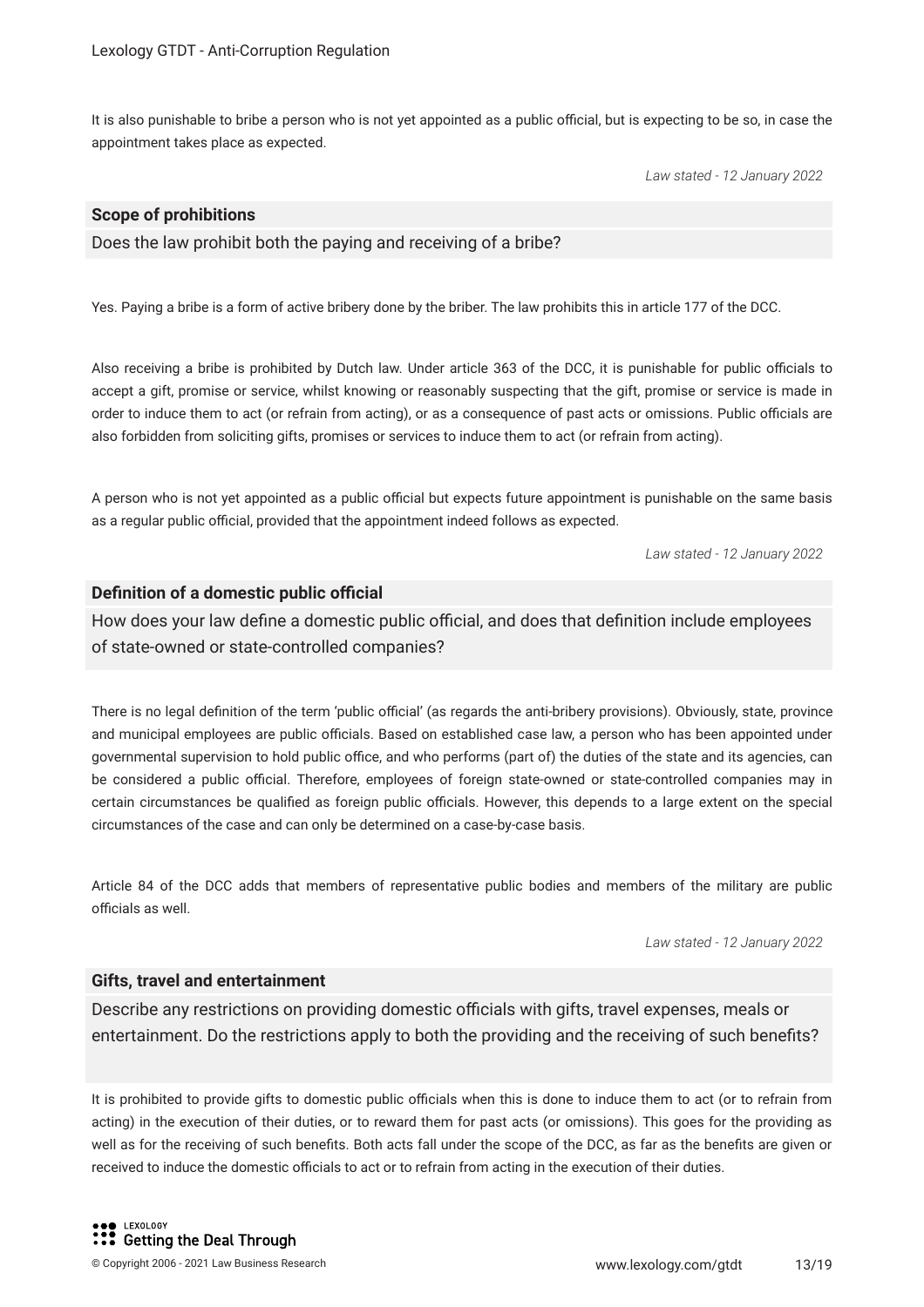It is also punishable to bribe a person who is not yet appointed as a public official, but is expecting to be so, in case the appointment takes place as expected.

*Law stated - 12 January 2022*

## Scope of prohibitions

### Does the law prohibit both the paying and receiving of a bribe?

Yes. Paying a bribe is a form of active bribery done by the briber. The law prohibits this in article 177 of the DCC.

Also receiving a bribe is prohibited by Dutch law. Under article 363 of the DCC, it is punishable for public officials to accept a gift, promise or service, whilst knowing or reasonably suspecting that the gift, promise or service is made in order to induce them to act (or refrain from acting), or as a consequence of past acts or omissions. Public officials are also forbidden from soliciting gifts, promises or services to induce them to act (or refrain from acting).

A person who is not yet appointed as a public official but expects future appointment is punishable on the same basis as a regular public official, provided that the appointment indeed follows as expected.

*Law stated - 12 January 2022*

## Definition of a domestic public official

### How does your law define a domestic public official, and does that definition include employees of state-owned or state-controlled companies?

There is no legal definition of the term 'public official' (as regards the anti-bribery provisions). Obviously, state, province and municipal employees are public officials. Based on established case law, a person who has been appointed under governmental supervision to hold public office, and who performs (part of) the duties of the state and its agencies, can be considered a public official. Therefore, employees of foreign state-owned or state-controlled companies may in certain circumstances be qualified as foreign public officials. However, this depends to a large extent on the special circumstances of the case and can only be determined on a case-by-case basis.

Article 84 of the DCC adds that members of representative public bodies and members of the military are public officials as well.

*Law stated - 12 January 2022*

## Gifts, travel and entertainment

### Describe any restrictions on providing domestic officials with gifts, travel expenses, meals or entertainment. Do the restrictions apply to both the providing and the receiving of such benefits?

It is prohibited to provide gifts to domestic public officials when this is done to induce them to act (or to refrain from acting) in the execution of their duties, or to reward them for past acts (or omissions). This goes for the providing as well as for the receiving of such benefits. Both acts fall under the scope of the DCC, as far as the benefits are given or received to induce the domestic officials to act or to refrain from acting in the execution of their duties.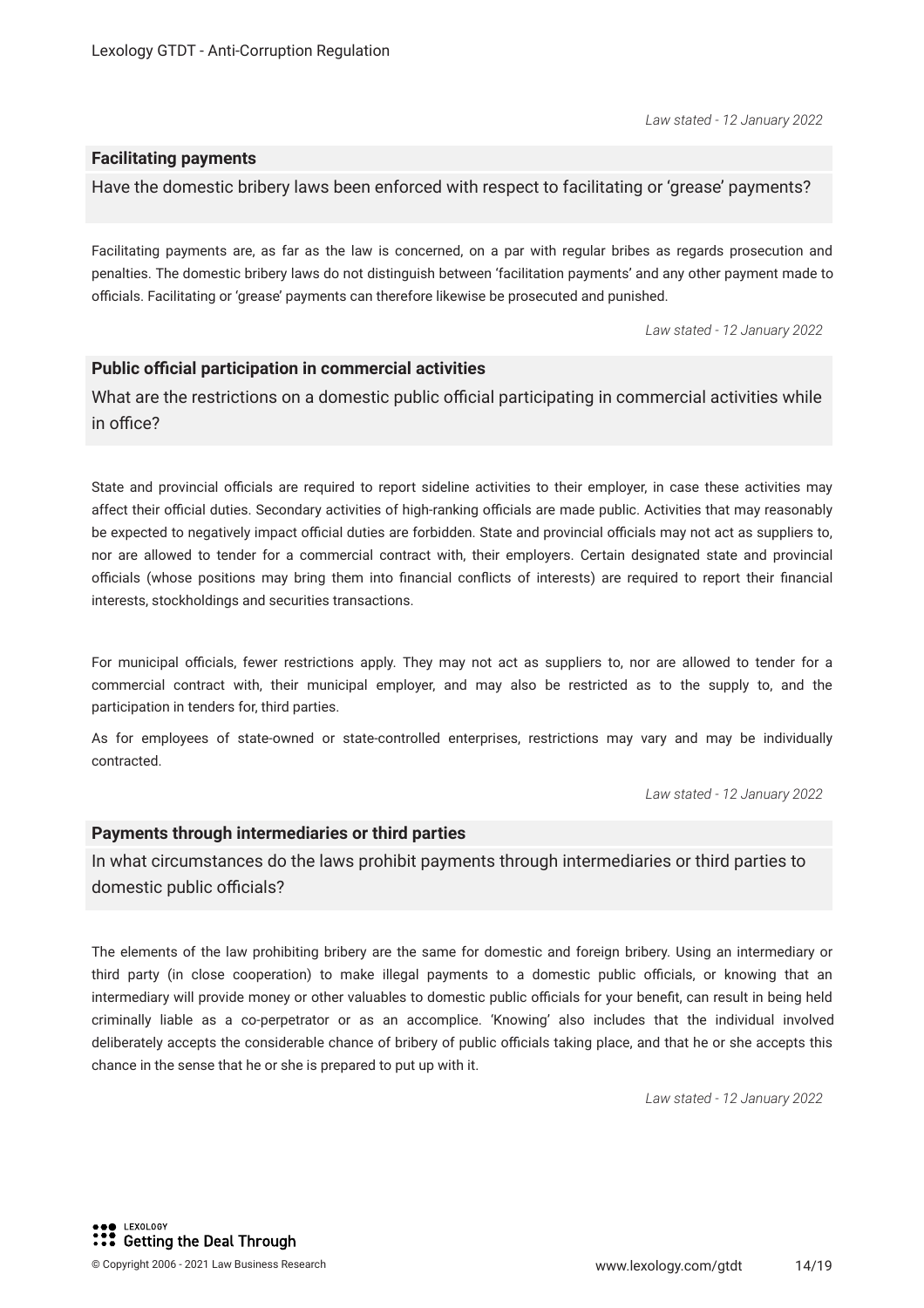*Law stated - 12 January 2022*

### Facilitating payments

Have the domestic bribery laws been enforced with respect to facilitating or 'grease' payments?

Facilitating payments are, as far as the law is concerned, on a par with regular bribes as regards prosecution and penalties. The domestic bribery laws do not distinguish between 'facilitation payments' and any other payment made to officials. Facilitating or 'grease' payments can therefore likewise be prosecuted and punished.

*Law stated - 12 January 2022*

### Public official participation in commercial activities

What are the restrictions on a domestic public official participating in commercial activities while in office?

State and provincial officials are required to report sideline activities to their employer, in case these activities may affect their official duties. Secondary activities of high-ranking officials are made public. Activities that may reasonably be expected to negatively impact official duties are forbidden. State and provincial officials may not act as suppliers to, nor are allowed to tender for a commercial contract with, their employers. Certain designated state and provincial officials (whose positions may bring them into financial conflicts of interests) are required to report their financial interests, stockholdings and securities transactions.

For municipal officials, fewer restrictions apply. They may not act as suppliers to, nor are allowed to tender for a commercial contract with, their municipal employer, and may also be restricted as to the supply to, and the participation in tenders for, third parties.

As for employees of state-owned or state-controlled enterprises, restrictions may vary and may be individually contracted.

*Law stated - 12 January 2022*

### Payments through intermediaries or third parties

In what circumstances do the laws prohibit payments through intermediaries or third parties to domestic public officials?

The elements of the law prohibiting bribery are the same for domestic and foreign bribery. Using an intermediary or third party (in close cooperation) to make illegal payments to a domestic public officials, or knowing that an intermediary will provide money or other valuables to domestic public officials for your benefit, can result in being held criminally liable as a co-perpetrator or as an accomplice. 'Knowing' also includes that the individual involved deliberately accepts the considerable chance of bribery of public officials taking place, and that he or she accepts this chance in the sense that he or she is prepared to put up with it.

*Law stated - 12 January 2022*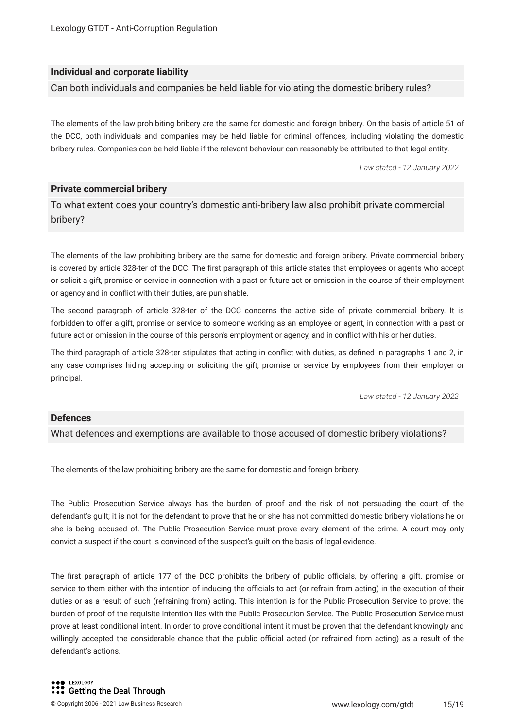### Individual and corporate liability

Can both individuals and companies be held liable for violating the domestic bribery rules?

The elements of the law prohibiting bribery are the same for domestic and foreign bribery. On the basis of article 51 of the DCC, both individuals and companies may be held liable for criminal offences, including violating the domestic bribery rules. Companies can be held liable if the relevant behaviour can reasonably be attributed to that legal entity.

*Law stated - 12 January 2022*

### Private commercial bribery

To what extent does your country's domestic anti-bribery law also prohibit private commercial bribery?

The elements of the law prohibiting bribery are the same for domestic and foreign bribery. Private commercial bribery is covered by article 328-ter of the DCC. The first paragraph of this article states that employees or agents who accept or solicit a gift, promise or service in connection with a past or future act or omission in the course of their employment or agency and in conflict with their duties, are punishable.

The second paragraph of article 328-ter of the DCC concerns the active side of private commercial bribery. It is forbidden to offer a gift, promise or service to someone working as an employee or agent, in connection with a past or future act or omission in the course of this person's employment or agency, and in conflict with his or her duties.

The third paragraph of article 328-ter stipulates that acting in conflict with duties, as defined in paragraphs 1 and 2, in any case comprises hiding accepting or soliciting the gift, promise or service by employees from their employer or principal.

*Law stated - 12 January 2022*

### Defences

What defences and exemptions are available to those accused of domestic bribery violations?

The elements of the law prohibiting bribery are the same for domestic and foreign bribery.

The Public Prosecution Service always has the burden of proof and the risk of not persuading the court of the defendant's guilt; it is not for the defendant to prove that he or she has not committed domestic bribery violations he or she is being accused of. The Public Prosecution Service must prove every element of the crime. A court may only convict a suspect if the court is convinced of the suspect's guilt on the basis of legal evidence.

The first paragraph of article 177 of the DCC prohibits the bribery of public officials, by offering a gift, promise or service to them either with the intention of inducing the officials to act (or refrain from acting) in the execution of their duties or as a result of such (refraining from) acting. This intention is for the Public Prosecution Service to prove: the burden of proof of the requisite intention lies with the Public Prosecution Service. The Public Prosecution Service must prove at least conditional intent. In order to prove conditional intent it must be proven that the defendant knowingly and willingly accepted the considerable chance that the public official acted (or refrained from acting) as a result of the defendant's actions.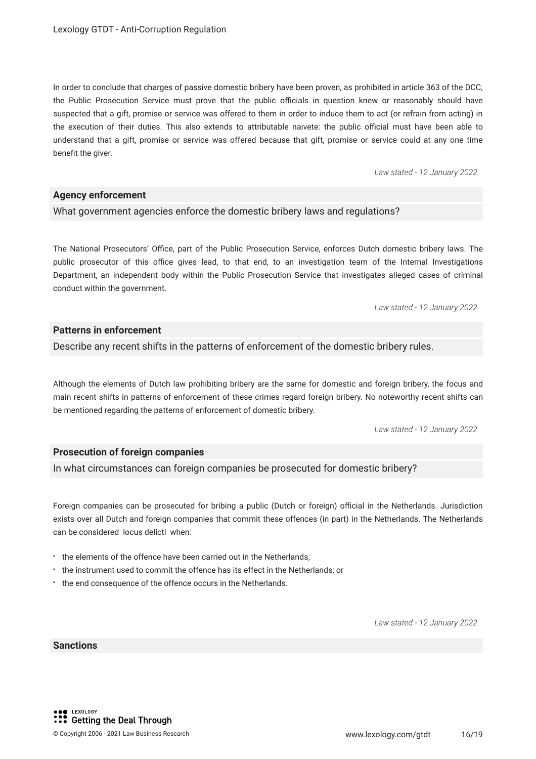In order to conclude that charges of passive domestic bribery have been proven, as prohibited in article 363 of the DCC, the Public Prosecution Service must prove that the public officials in question knew or reasonably should have suspected that a gift, promise or service was offered to them in order to induce them to act (or refrain from acting) in the execution of their duties. This also extends to attributable naivete: the public official must have been able to understand that a gift, promise or service was offered because that gift, promise or service could at any one time benefit the giver.

*Law stated - 12 January 2022*

### Agency enforcement

What government agencies enforce the domestic bribery laws and regulations?

The National Prosecutors' Office, part of the Public Prosecution Service, enforces Dutch domestic bribery laws. The public prosecutor of this office gives lead, to that end, to an investigation team of the Internal Investigations Department, an independent body within the Public Prosecution Service that investigates alleged cases of criminal conduct within the government.

*Law stated - 12 January 2022*

### Patterns in enforcement

Describe any recent shifts in the patterns of enforcement of the domestic bribery rules.

Although the elements of Dutch law prohibiting bribery are the same for domestic and foreign bribery, the focus and main recent shifts in patterns of enforcement of these crimes regard foreign bribery. No noteworthy recent shifts can be mentioned regarding the patterns of enforcement of domestic bribery.

*Law stated - 12 January 2022*

### Prosecution of foreign companies

In what circumstances can foreign companies be prosecuted for domestic bribery?

Foreign companies can be prosecuted for bribing a public (Dutch or foreign) official in the Netherlands. Jurisdiction exists over all Dutch and foreign companies that commit these offences (in part) in the Netherlands. The Netherlands can be considered *locus delicti* when:

- the elements of the offence have been carried out in the Netherlands;
- the instrument used to commit the offence has its effect in the Netherlands; or
- the end consequence of the offence occurs in the Netherlands.

*Law stated - 12 January 2022*

### Sanctions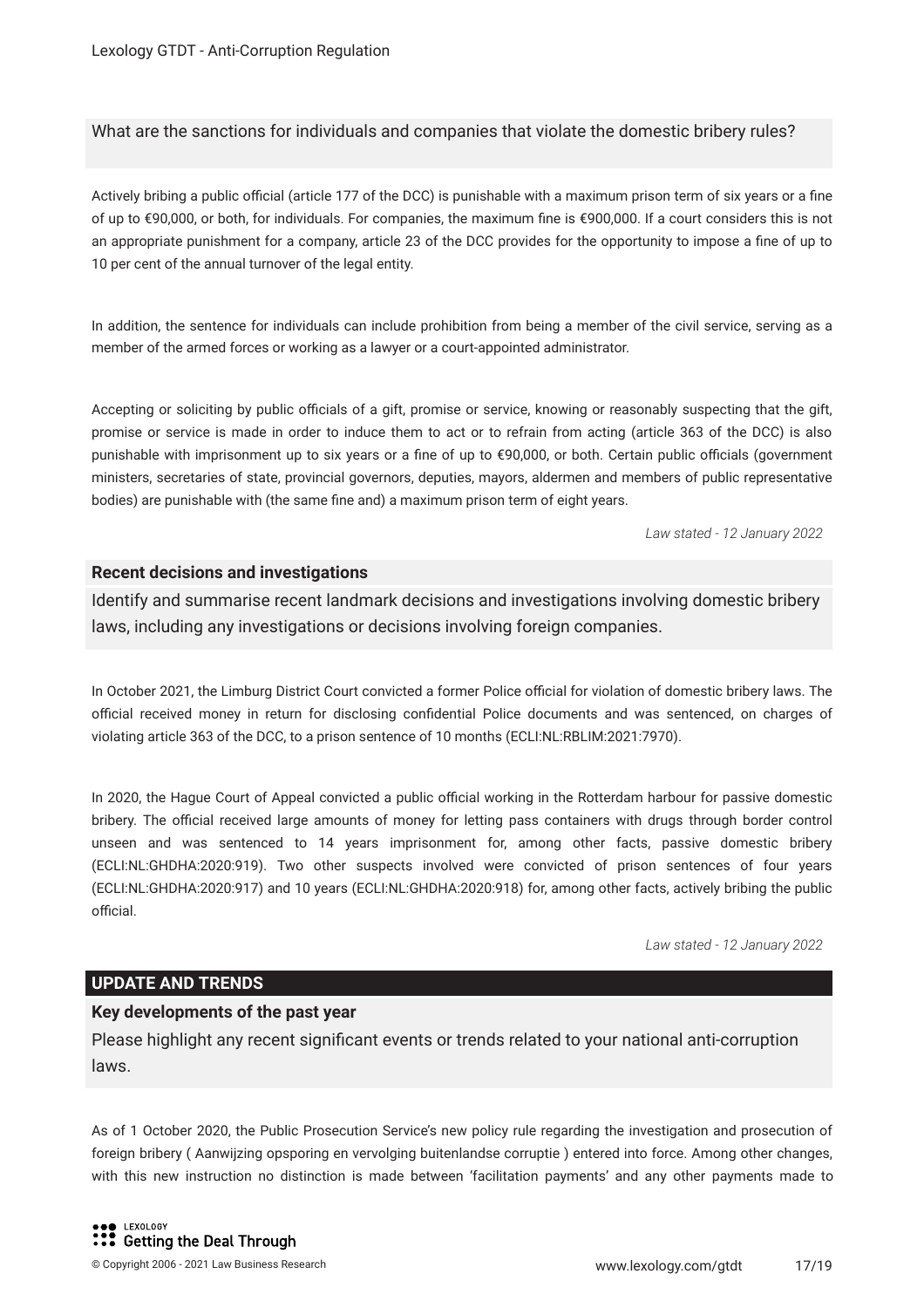What are the sanctions for individuals and companies that violate the domestic bribery rules?

Actively bribing a public official (article 177 of the DCC) is punishable with a maximum prison term of six years or a fine of up to €90,000, or both, for individuals. For companies, the maximum fine is €900,000. If a court considers this is not an appropriate punishment for a company, article 23 of the DCC provides for the opportunity to impose a fine of up to 10 per cent of the annual turnover of the legal entity.

In addition, the sentence for individuals can include prohibition from being a member of the civil service, serving as a member of the armed forces or working as a lawyer or a court-appointed administrator.

Accepting or soliciting by public officials of a gift, promise or service, knowing or reasonably suspecting that the gift, promise or service is made in order to induce them to act or to refrain from acting (article 363 of the DCC) is also punishable with imprisonment up to six years or a fine of up to €90,000, or both. Certain public officials (government ministers, secretaries of state, provincial governors, deputies, mayors, aldermen and members of public representative bodies) are punishable with (the same fine and) a maximum prison term of eight years.

*Law stated - 12 January 2022*

**Recent decisions and investigations**

Identify and summarise recent landmark decisions and investigations involving domestic bribery laws, including any investigations or decisions involving foreign companies.

In October 2021, the Limburg District Court convicted a former Police official for violation of domestic bribery laws. The official received money in return for disclosing confidential Police documents and was sentenced, on charges of violating article 363 of the DCC, to a prison sentence of 10 months (ECLI:NL:RBLIM:2021:7970).

In 2020, the Hague Court of Appeal convicted a public official working in the Rotterdam harbour for passive domestic bribery. The official received large amounts of money for letting pass containers with drugs through border control unseen and was sentenced to 14 years imprisonment for, among other facts, passive domestic bribery (ECLI:NL:GHDHA:2020:919). Two other suspects involved were convicted of prison sentences of four years (ECLI:NL:GHDHA:2020:917) and 10 years (ECLI:NL:GHDHA:2020:918) for, among other facts, actively bribing the public official.

*Law stated - 12 January 2022*

## UPDATE AND TRENDS

**Key developments of the past year**

Please highlight any recent significant events or trends related to your national anti-corruption laws.

As of 1 October 2020, the Public Prosecution Service's new policy rule regarding the investigation and prosecution of foreign bribery ( Aanwijzing opsporing en vervolging buitenlandse corruptie ) entered into force. Among other changes, with this new instruction no distinction is made between 'facilitation payments' and any other payments made to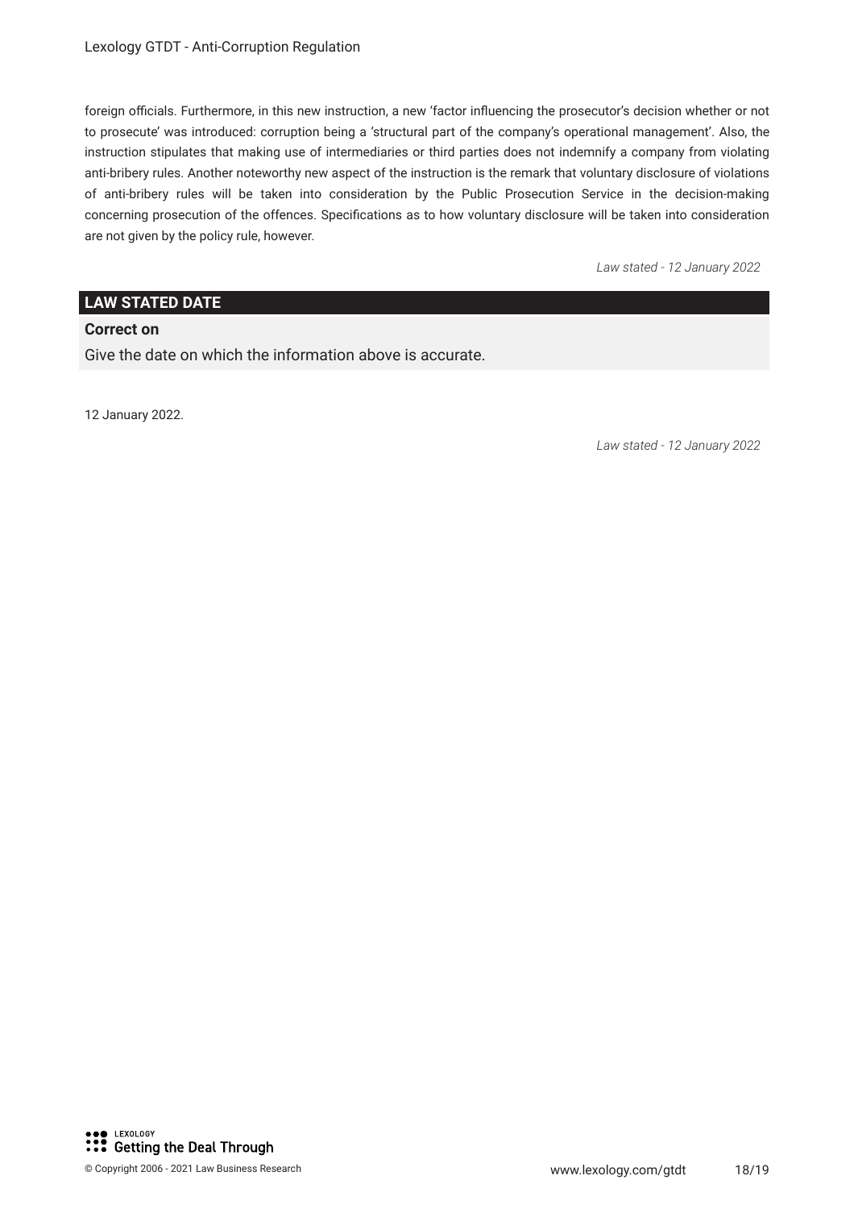foreign officials. Furthermore, in this new instruction, a new 'factor influencing the prosecutor's decision whether or not to prosecute' was introduced: corruption being a 'structural part of the company's operational management'. Also, the instruction stipulates that making use of intermediaries or third parties does not indemnify a company from violating anti-bribery rules. Another noteworthy new aspect of the instruction is the remark that voluntary disclosure of violations of anti-bribery rules will be taken into consideration by the Public Prosecution Service in the decision-making concerning prosecution of the offences. Specifications as to how voluntary disclosure will be taken into consideration are not given by the policy rule, however.

*Law stated - 12 January 2022*

## LAW STATED DATE

**Correct on**

Give the date on which the information above is accurate.

12 January 2022.

*Law stated - 12 January 2022*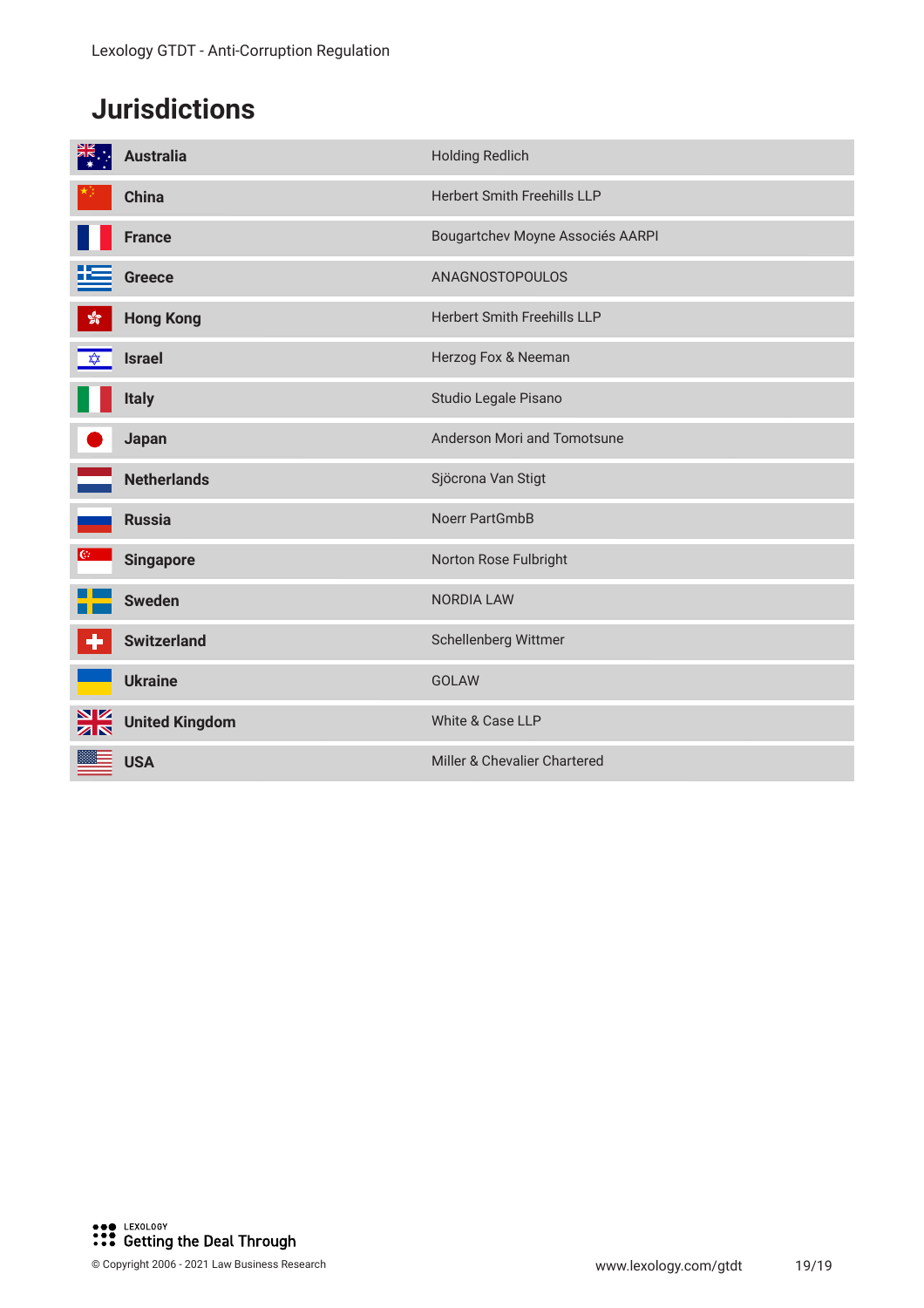# Jurisdictions

| | |
|---|---|
| **Australia** | Holding Redlich |
| **China** | Herbert Smith Freehills LLP |
| **France** | Bougartchev Moyne Associés AARPI |
| **Greece** | ANAGNOSTOPOULOS |
| **Hong Kong** | Herbert Smith Freehills LLP |
| **Israel** | Herzog Fox & Neeman |
| **Italy** | Studio Legale Pisano |
| **Japan** | Anderson Mori and Tomotsune |
| **Netherlands** | Sjöcrona Van Stigt |
| **Russia** | Noerr PartGmbB |
| **Singapore** | Norton Rose Fulbright |
| **Sweden** | NORDIA LAW |
| **Switzerland** | Schellenberg Wittmer |
| **Ukraine** | GOLAW |
| **United Kingdom** | White & Case LLP |
| **USA** | Miller & Chevalier Chartered |